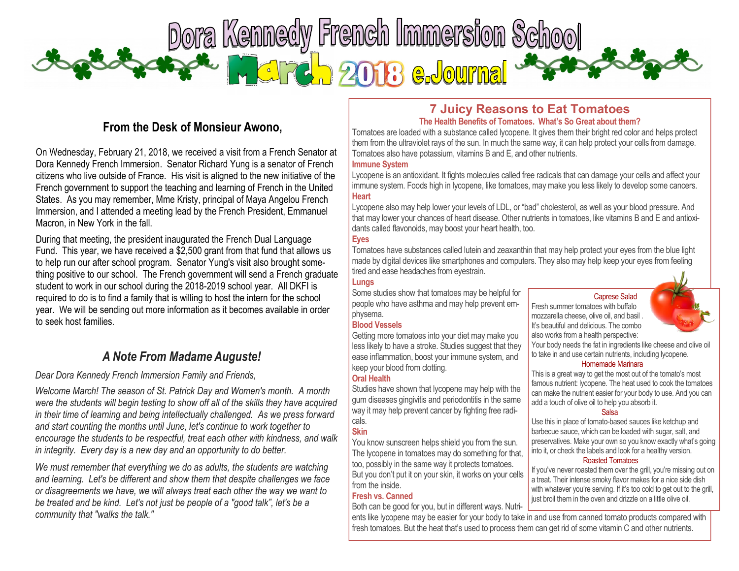# Dora Kennedy French Immersion School

## March 2018 e.Journal

### From the Desk of Monsieur Awono,

On Wednesday, February 21, 2018, we received a visit from a French Senator at Dora Kennedy French Immersion. Senator Richard Yung is a senator of French citizens who live outside of France. His visit is aligned to the new initiative of the French government to support the teaching and learning of French in the United States. As you may remember, Mme Kristy, principal of Maya Angelou French Immersion, and I attended a meeting lead by the French President, Emmanuel Macron, in New York in the fall.

During that meeting, the president inaugurated the French Dual Language Fund. This year, we have received a $2,500 grant from that fund that allows us to help run our after school program. Senator Yung's visit also brought something positive to our school. The French government will send a French graduate student to work in our school during the 2018-2019 school year. All DKFI is required to do is to find a family that is willing to host the intern for the school year. We will be sending out more information as it becomes available in order to seek host families.

### *A Note From Madame Auguste!*

*Dear Dora Kennedy French Immersion Family and Friends,*

*Welcome March! The season of St. Patrick Day and Women's month. A month were the students will begin testing to show off all of the skills they have acquired in their time of learning and being intellectually challenged. As we press forward and start counting the months until June, let's continue to work together to encourage the students to be respectful, treat each other with kindness, and walk in integrity. Every day is a new day and an opportunity to do better.*

*We must remember that everything we do as adults, the students are watching and learning. Let's be different and show them that despite challenges we face or disagreements we have, we will always treat each other the way we want to be treated and be kind. Let's not just be people of a "good talk", let's be a community that "walks the talk."*

## 7 Juicy Reasons to Eat Tomatoes

**The Health Benefits of Tomatoes. What's So Great about them?**

Tomatoes are loaded with a substance called lycopene. It gives them their bright red color and helps protect them from the ultraviolet rays of the sun. In much the same way, it can help protect your cells from damage. Tomatoes also have potassium, vitamins B and E, and other nutrients.

**Immune System**

Lycopene is an antioxidant. It fights molecules called free radicals that can damage your cells and affect your immune system. Foods high in lycopene, like tomatoes, may make you less likely to develop some cancers.

**Heart**

Lycopene also may help lower your levels of LDL, or "bad" cholesterol, as well as your blood pressure. And that may lower your chances of heart disease. Other nutrients in tomatoes, like vitamins B and E and antioxidants called flavonoids, may boost your heart health, too.

**Eyes**

Tomatoes have substances called lutein and zeaxanthin that may help protect your eyes from the blue light made by digital devices like smartphones and computers. They also may help keep your eyes from feeling tired and ease headaches from eyestrain.

**Lungs**

Some studies show that tomatoes may be helpful for people who have asthma and may help prevent emphysema.

**Blood Vessels**

Getting more tomatoes into your diet may make you less likely to have a stroke. Studies suggest that they ease inflammation, boost your immune system, and keep your blood from clotting.

**Oral Health**

Studies have shown that lycopene may help with the gum diseases gingivitis and periodontitis in the same way it may help prevent cancer by fighting free radicals.

**Skin**

You know sunscreen helps shield you from the sun. The lycopene in tomatoes may do something for that, too, possibly in the same way it protects tomatoes. But you don't put it on your skin, it works on your cells from the inside.

**Fresh vs. Canned**

Both can be good for you, but in different ways. Nutrients like lycopene may be easier for your body to take in and use from canned tomato products compared with fresh tomatoes. But the heat that's used to process them can get rid of some vitamin C and other nutrients.

**Caprese Salad**

Fresh summer tomatoes with buffalo mozzarella cheese, olive oil, and basil. It's beautiful and delicious. The combo also works from a health perspective: Your body needs the fat in ingredients like cheese and olive oil to take in and use certain nutrients, including lycopene.

**Homemade Marinara**

This is a great way to get the most out of the tomato's most famous nutrient: lycopene. The heat used to cook the tomatoes can make the nutrient easier for your body to use. And you can add a touch of olive oil to help you absorb it.

**Salsa**

Use this in place of tomato-based sauces like ketchup and barbecue sauce, which can be loaded with sugar, salt, and preservatives. Make your own so you know exactly what's going into it, or check the labels and look for a healthy version.

**Roasted Tomatoes**

If you've never roasted them over the grill, you're missing out on a treat. Their intense smoky flavor makes for a nice side dish with whatever you're serving. If it's too cold to get out to the grill, just broil them in the oven and drizzle on a little olive oil.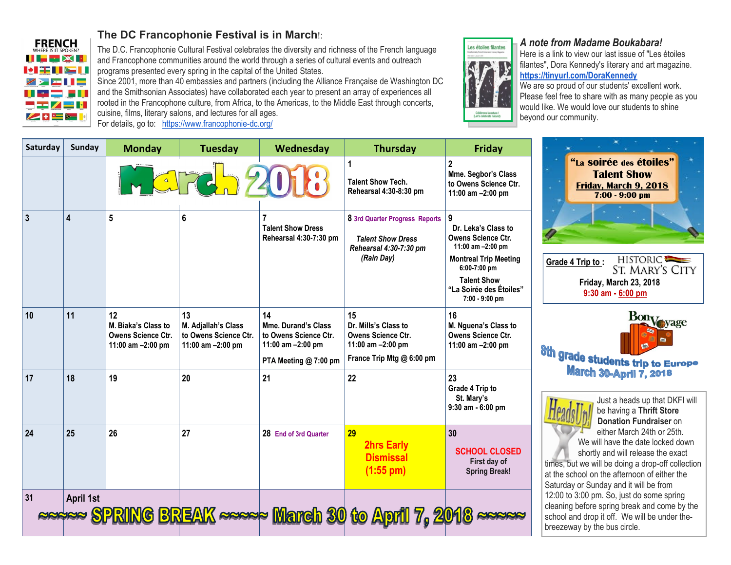## The DC Francophonie Festival is in March!:

The D.C. Francophonie Cultural Festival celebrates the diversity and richness of the French language and Francophone communities around the world through a series of cultural events and outreach programs presented every spring in the capital of the United States.
Since 2001, more than 40 embassies and partners (including the Alliance Française de Washington DC and the Smithsonian Associates) have collaborated each year to present an array of experiences all rooted in the Francophone culture, from Africa, to the Americas, to the Middle East through concerts, cuisine, films, literary salons, and lectures for all ages.
For details, go to: https://www.francophonie-dc.org/

## *A note from Madame Boukabara!*

Here is a link to view our last issue of "Les étoiles filantes", Dora Kennedy's literary and art magazine.
https://tinyurl.com/DoraKennedy
We are so proud of our students' excellent work. Please feel free to share with as many people as you would like. We would love our students to shine beyond our community.

| Saturday | Sunday | Monday | Tuesday | Wednesday | Thursday | Friday |
|---|---|---|---|---|---|---|
| | | March 2018 | | | 1<br>Talent Show Tech. Rehearsal 4:30-8:30 pm | 2<br>Mme. Segbor's Class to Owens Science Ctr. 11:00 am –2:00 pm |
| 3 | 4 | 5 | 6 | 7<br>Talent Show Dress Rehearsal 4:30-7:30 pm | 8 3rd Quarter Progress Reports<br>*Talent Show Dress Rehearsal 4:30-7:30 pm (Rain Day)* | 9<br>Dr. Leka's Class to Owens Science Ctr. 11:00 am –2:00 pm<br>Montreal Trip Meeting 6:00-7:00 pm<br>Talent Show "La Soirée des Étoiles" 7:00 - 9:00 pm |
| 10 | 11 | 12<br>M. Biaka's Class to Owens Science Ctr. 11:00 am –2:00 pm | 13<br>M. Adjallah's Class to Owens Science Ctr. 11:00 am –2:00 pm | 14<br>Mme. Durand's Class to Owens Science Ctr. 11:00 am –2:00 pm<br>PTA Meeting @ 7:00 pm | 15<br>Dr. Mills's Class to Owens Science Ctr. 11:00 am –2:00 pm<br>France Trip Mtg @ 6:00 pm | 16<br>M. Nguena's Class to Owens Science Ctr. 11:00 am –2:00 pm |
| 17 | 18 | 19 | 20 | 21 | 22 | 23<br>Grade 4 Trip to St. Mary's 9:30 am - 6:00 pm |
| 24 | 25 | 26 | 27 | 28 End of 3rd Quarter | 29<br>2hrs Early Dismissal (1:55 pm) | 30<br>SCHOOL CLOSED<br>First day of Spring Break! |
| 31 | April 1st | | | | | |

~~~~~ SPRING BREAK ~~~~~ March 30 to April 7, 2018 ~~~~~

**"La soirée des étoiles"**
**Talent Show**
**Friday, March 9, 2018**
**7:00 - 9:00 pm**

Grade 4 Trip to : Historic St. Mary's City
Friday, March 23, 2018
9:30 am - 6:00 pm

Bon Voyage
8th grade students trip to Europe
March 30-April 7, 2018

Just a heads up that DKFI will be having a **Thrift Store Donation Fundraiser** on either March 24th or 25th. We will have the date locked down shortly and will release the exact times, but we will be doing a drop-off collection at the school on the afternoon of either the Saturday or Sunday and it will be from 12:00 to 3:00 pm. So, just do some spring cleaning before spring break and come by the school and drop it off. We will be under the breezeway by the bus circle.